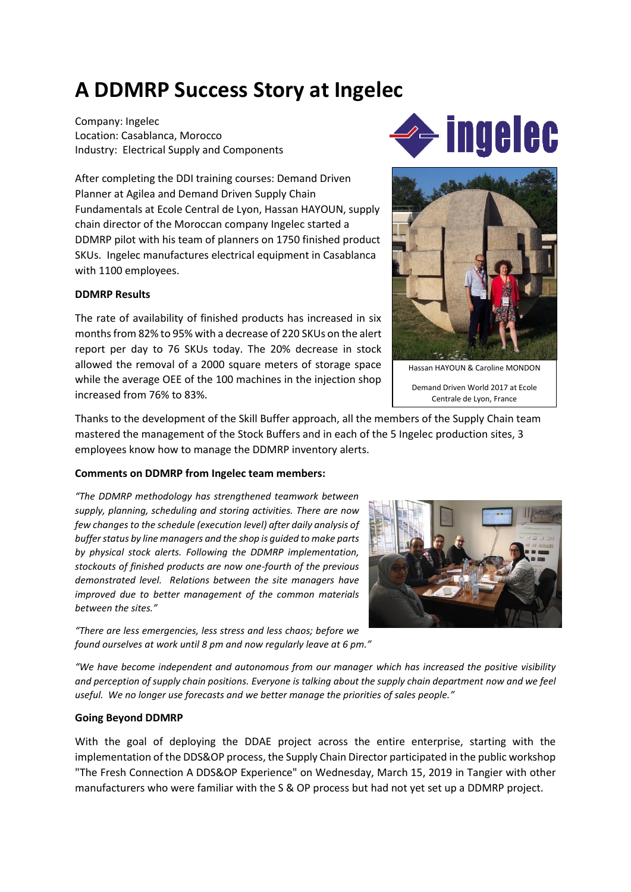# A DDMRP Success Story at Ingelec

Company: Ingelec
Location: Casablanca, Morocco
Industry: Electrical Supply and Components

After completing the DDI training courses: Demand Driven Planner at Agilea and Demand Driven Supply Chain Fundamentals at Ecole Central de Lyon, Hassan HAYOUN, supply chain director of the Moroccan company Ingelec started a DDMRP pilot with his team of planners on 1750 finished product SKUs. Ingelec manufactures electrical equipment in Casablanca with 1100 employees.

Hassan HAYOUN & Caroline MONDON

Demand Driven World 2017 at Ecole Centrale de Lyon, France

**DDMRP Results**

The rate of availability of finished products has increased in six months from 82% to 95% with a decrease of 220 SKUs on the alert report per day to 76 SKUs today. The 20% decrease in stock allowed the removal of a 2000 square meters of storage space while the average OEE of the 100 machines in the injection shop increased from 76% to 83%.

Thanks to the development of the Skill Buffer approach, all the members of the Supply Chain team mastered the management of the Stock Buffers and in each of the 5 Ingelec production sites, 3 employees know how to manage the DDMRP inventory alerts.

**Comments on DDMRP from Ingelec team members:**

*"The DDMRP methodology has strengthened teamwork between supply, planning, scheduling and storing activities. There are now few changes to the schedule (execution level) after daily analysis of buffer status by line managers and the shop is guided to make parts by physical stock alerts. Following the DDMRP implementation, stockouts of finished products are now one-fourth of the previous demonstrated level. Relations between the site managers have improved due to better management of the common materials between the sites."*

*"There are less emergencies, less stress and less chaos; before we found ourselves at work until 8 pm and now regularly leave at 6 pm."*

*"We have become independent and autonomous from our manager which has increased the positive visibility and perception of supply chain positions. Everyone is talking about the supply chain department now and we feel useful. We no longer use forecasts and we better manage the priorities of sales people."*

**Going Beyond DDMRP**

With the goal of deploying the DDAE project across the entire enterprise, starting with the implementation of the DDS&OP process, the Supply Chain Director participated in the public workshop "The Fresh Connection A DDS&OP Experience" on Wednesday, March 15, 2019 in Tangier with other manufacturers who were familiar with the S & OP process but had not yet set up a DDMRP project.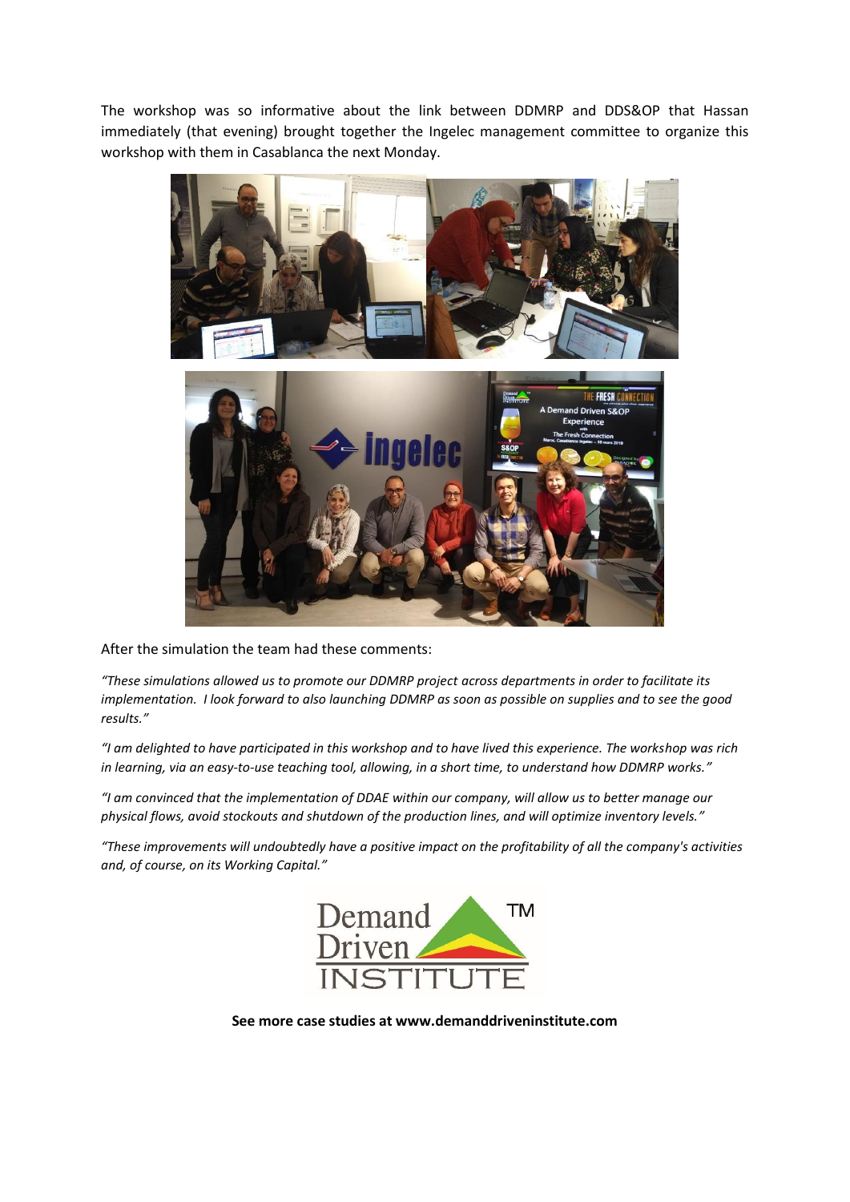The workshop was so informative about the link between DDMRP and DDS&OP that Hassan immediately (that evening) brought together the Ingelec management committee to organize this workshop with them in Casablanca the next Monday.

After the simulation the team had these comments:

*"These simulations allowed us to promote our DDMRP project across departments in order to facilitate its implementation. I look forward to also launching DDMRP as soon as possible on supplies and to see the good results."*

*"I am delighted to have participated in this workshop and to have lived this experience. The workshop was rich in learning, via an easy-to-use teaching tool, allowing, in a short time, to understand how DDMRP works."*

*"I am convinced that the implementation of DDAE within our company, will allow us to better manage our physical flows, avoid stockouts and shutdown of the production lines, and will optimize inventory levels."*

*"These improvements will undoubtedly have a positive impact on the profitability of all the company's activities and, of course, on its Working Capital."*

**See more case studies at www.demanddriveninstitute.com**